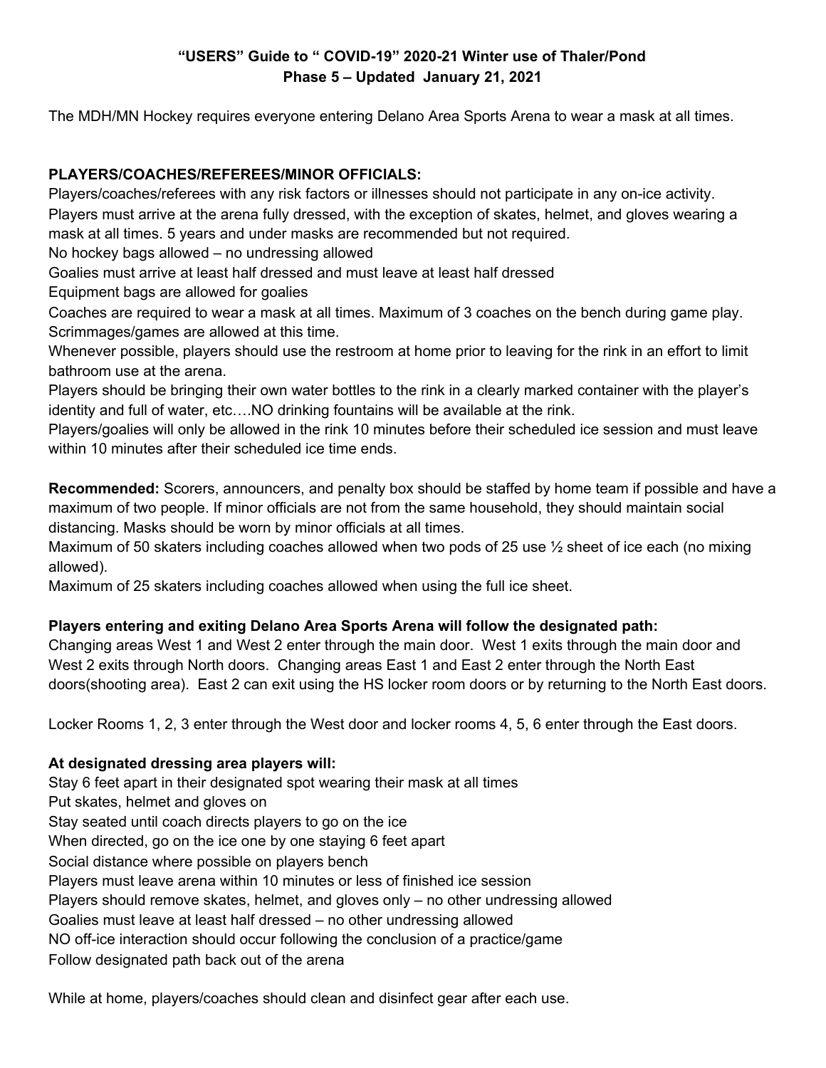**"USERS" Guide to " COVID-19" 2020-21 Winter use of Thaler/Pond**
**Phase 5 – Updated January 21, 2021**

The MDH/MN Hockey requires everyone entering Delano Area Sports Arena to wear a mask at all times.

**PLAYERS/COACHES/REFEREES/MINOR OFFICIALS:**

Players/coaches/referees with any risk factors or illnesses should not participate in any on-ice activity.
Players must arrive at the arena fully dressed, with the exception of skates, helmet, and gloves wearing a mask at all times. 5 years and under masks are recommended but not required.
No hockey bags allowed – no undressing allowed
Goalies must arrive at least half dressed and must leave at least half dressed
Equipment bags are allowed for goalies
Coaches are required to wear a mask at all times. Maximum of 3 coaches on the bench during game play.
Scrimmages/games are allowed at this time.
Whenever possible, players should use the restroom at home prior to leaving for the rink in an effort to limit bathroom use at the arena.
Players should be bringing their own water bottles to the rink in a clearly marked container with the player's identity and full of water, etc….NO drinking fountains will be available at the rink.
Players/goalies will only be allowed in the rink 10 minutes before their scheduled ice session and must leave within 10 minutes after their scheduled ice time ends.

**Recommended:** Scorers, announcers, and penalty box should be staffed by home team if possible and have a maximum of two people. If minor officials are not from the same household, they should maintain social distancing. Masks should be worn by minor officials at all times.
Maximum of 50 skaters including coaches allowed when two pods of 25 use ½ sheet of ice each (no mixing allowed).
Maximum of 25 skaters including coaches allowed when using the full ice sheet.

**Players entering and exiting Delano Area Sports Arena will follow the designated path:**

Changing areas West 1 and West 2 enter through the main door. West 1 exits through the main door and West 2 exits through North doors. Changing areas East 1 and East 2 enter through the North East doors(shooting area). East 2 can exit using the HS locker room doors or by returning to the North East doors.

Locker Rooms 1, 2, 3 enter through the West door and locker rooms 4, 5, 6 enter through the East doors.

**At designated dressing area players will:**

Stay 6 feet apart in their designated spot wearing their mask at all times
Put skates, helmet and gloves on
Stay seated until coach directs players to go on the ice
When directed, go on the ice one by one staying 6 feet apart
Social distance where possible on players bench
Players must leave arena within 10 minutes or less of finished ice session
Players should remove skates, helmet, and gloves only – no other undressing allowed
Goalies must leave at least half dressed – no other undressing allowed
NO off-ice interaction should occur following the conclusion of a practice/game
Follow designated path back out of the arena

While at home, players/coaches should clean and disinfect gear after each use.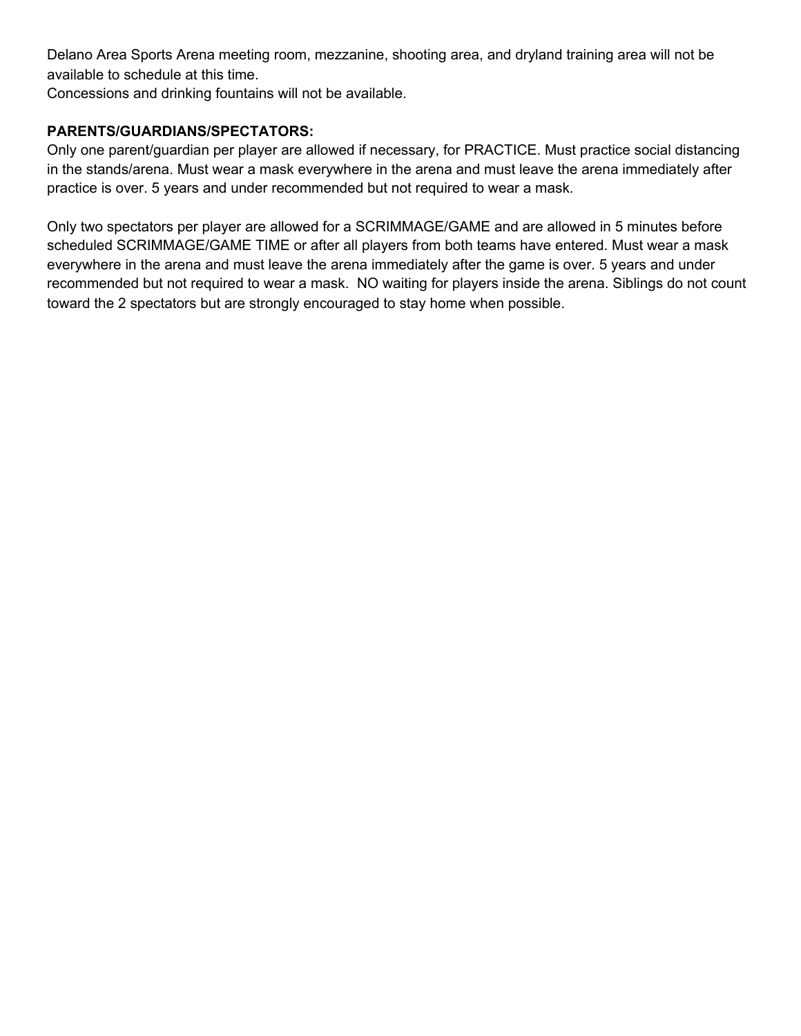Delano Area Sports Arena meeting room, mezzanine, shooting area, and dryland training area will not be available to schedule at this time.
Concessions and drinking fountains will not be available.

**PARENTS/GUARDIANS/SPECTATORS:**
Only one parent/guardian per player are allowed if necessary, for PRACTICE. Must practice social distancing in the stands/arena. Must wear a mask everywhere in the arena and must leave the arena immediately after practice is over. 5 years and under recommended but not required to wear a mask.

Only two spectators per player are allowed for a SCRIMMAGE/GAME and are allowed in 5 minutes before scheduled SCRIMMAGE/GAME TIME or after all players from both teams have entered. Must wear a mask everywhere in the arena and must leave the arena immediately after the game is over. 5 years and under recommended but not required to wear a mask. NO waiting for players inside the arena. Siblings do not count toward the 2 spectators but are strongly encouraged to stay home when possible.